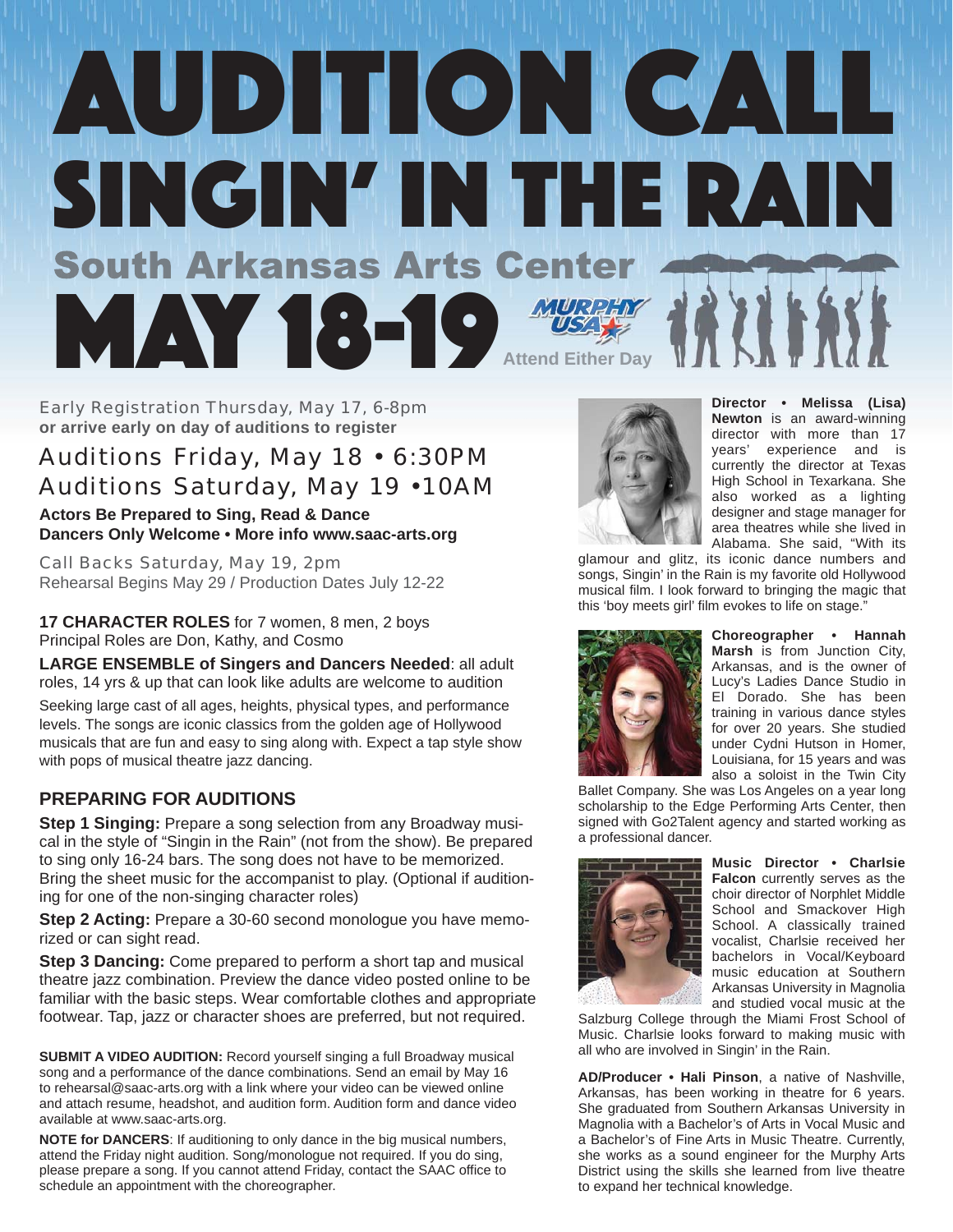# AUDITION CALL

# SINGIN' IN THE RAIN

## South Arkansas Arts Center

# MAY 18-19

MURPHY USA

Attend Either Day

Early Registration Thursday, May 17, 6-8pm
**or arrive early on day of auditions to register**

### Auditions Friday, May 18 • 6:30PM
### Auditions Saturday, May 19 •10AM

**Actors Be Prepared to Sing, Read & Dance**
**Dancers Only Welcome • More info www.saac-arts.org**

Call Backs Saturday, May 19, 2pm
Rehearsal Begins May 29 / Production Dates July 12-22

**17 CHARACTER ROLES** for 7 women, 8 men, 2 boys
Principal Roles are Don, Kathy, and Cosmo

**LARGE ENSEMBLE of Singers and Dancers Needed**: all adult roles, 14 yrs & up that can look like adults are welcome to audition

Seeking large cast of all ages, heights, physical types, and performance levels. The songs are iconic classics from the golden age of Hollywood musicals that are fun and easy to sing along with. Expect a tap style show with pops of musical theatre jazz dancing.

## PREPARING FOR AUDITIONS

**Step 1 Singing:** Prepare a song selection from any Broadway musical in the style of "Singin in the Rain" (not from the show). Be prepared to sing only 16-24 bars. The song does not have to be memorized. Bring the sheet music for the accompanist to play. (Optional if auditioning for one of the non-singing character roles)

**Step 2 Acting:** Prepare a 30-60 second monologue you have memorized or can sight read.

**Step 3 Dancing:** Come prepared to perform a short tap and musical theatre jazz combination. Preview the dance video posted online to be familiar with the basic steps. Wear comfortable clothes and appropriate footwear. Tap, jazz or character shoes are preferred, but not required.

**SUBMIT A VIDEO AUDITION:** Record yourself singing a full Broadway musical song and a performance of the dance combinations. Send an email by May 16 to rehearsal@saac-arts.org with a link where your video can be viewed online and attach resume, headshot, and audition form. Audition form and dance video available at www.saac-arts.org.

**NOTE for DANCERS**: If auditioning to only dance in the big musical numbers, attend the Friday night audition. Song/monologue not required. If you do sing, please prepare a song. If you cannot attend Friday, contact the SAAC office to schedule an appointment with the choreographer.

**Director • Melissa (Lisa) Newton** is an award-winning director with more than 17 years' experience and is currently the director at Texas High School in Texarkana. She also worked as a lighting designer and stage manager for area theatres while she lived in Alabama. She said, "With its glamour and glitz, its iconic dance numbers and songs, Singin' in the Rain is my favorite old Hollywood musical film. I look forward to bringing the magic that this 'boy meets girl' film evokes to life on stage."

**Choreographer • Hannah Marsh** is from Junction City, Arkansas, and is the owner of Lucy's Ladies Dance Studio in El Dorado. She has been training in various dance styles for over 20 years. She studied under Cydni Hutson in Homer, Louisiana, for 15 years and was also a soloist in the Twin City Ballet Company. She was Los Angeles on a year long scholarship to the Edge Performing Arts Center, then signed with Go2Talent agency and started working as a professional dancer.

**Music Director • Charlsie Falcon** currently serves as the choir director of Norphlet Middle School and Smackover High School. A classically trained vocalist, Charlsie received her bachelors in Vocal/Keyboard music education at Southern Arkansas University in Magnolia and studied vocal music at the Salzburg College through the Miami Frost School of Music. Charlsie looks forward to making music with all who are involved in Singin' in the Rain.

**AD/Producer • Hali Pinson**, a native of Nashville, Arkansas, has been working in theatre for 6 years. She graduated from Southern Arkansas University in Magnolia with a Bachelor's of Arts in Vocal Music and a Bachelor's of Fine Arts in Music Theatre. Currently, she works as a sound engineer for the Murphy Arts District using the skills she learned from live theatre to expand her technical knowledge.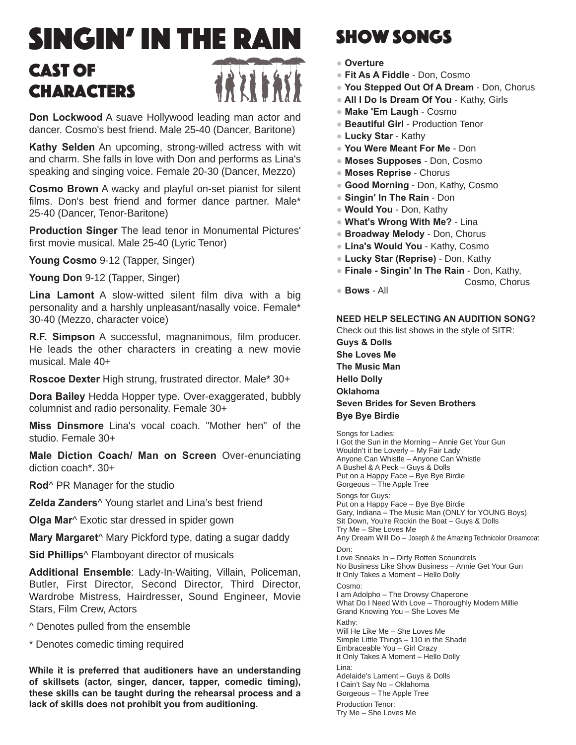# SINGIN' IN THE RAIN

## CAST OF CHARACTERS

**Don Lockwood** A suave Hollywood leading man actor and dancer. Cosmo's best friend. Male 25-40 (Dancer, Baritone)

**Kathy Selden** An upcoming, strong-willed actress with wit and charm. She falls in love with Don and performs as Lina's speaking and singing voice. Female 20-30 (Dancer, Mezzo)

**Cosmo Brown** A wacky and playful on-set pianist for silent films. Don's best friend and former dance partner. Male* 25-40 (Dancer, Tenor-Baritone)

**Production Singer** The lead tenor in Monumental Pictures' first movie musical. Male 25-40 (Lyric Tenor)

**Young Cosmo** 9-12 (Tapper, Singer)

**Young Don** 9-12 (Tapper, Singer)

**Lina Lamont** A slow-witted silent film diva with a big personality and a harshly unpleasant/nasally voice. Female* 30-40 (Mezzo, character voice)

**R.F. Simpson** A successful, magnanimous, film producer. He leads the other characters in creating a new movie musical. Male 40+

**Roscoe Dexter** High strung, frustrated director. Male* 30+

**Dora Bailey** Hedda Hopper type. Over-exaggerated, bubbly columnist and radio personality. Female 30+

**Miss Dinsmore** Lina's vocal coach. "Mother hen" of the studio. Female 30+

**Male Diction Coach/ Man on Screen** Over-enunciating diction coach*. 30+

**Rod**^ PR Manager for the studio

**Zelda Zanders**^ Young starlet and Lina's best friend

**Olga Mar**^ Exotic star dressed in spider gown

**Mary Margaret**^ Mary Pickford type, dating a sugar daddy

**Sid Phillips**^ Flamboyant director of musicals

**Additional Ensemble**: Lady-In-Waiting, Villain, Policeman, Butler, First Director, Second Director, Third Director, Wardrobe Mistress, Hairdresser, Sound Engineer, Movie Stars, Film Crew, Actors

^ Denotes pulled from the ensemble

* Denotes comedic timing required

**While it is preferred that auditioners have an understanding of skillsets (actor, singer, dancer, tapper, comedic timing), these skills can be taught during the rehearsal process and a lack of skills does not prohibit you from auditioning.**

## SHOW SONGS

- **Overture**
- **Fit As A Fiddle** - Don, Cosmo
- **You Stepped Out Of A Dream** - Don, Chorus
- **All I Do Is Dream Of You** - Kathy, Girls
- **Make 'Em Laugh** - Cosmo
- **Beautiful Girl** - Production Tenor
- **Lucky Star** - Kathy
- **You Were Meant For Me** - Don
- **Moses Supposes** - Don, Cosmo
- **Moses Reprise** - Chorus
- **Good Morning** - Don, Kathy, Cosmo
- **Singin' In The Rain** - Don
- **Would You** - Don, Kathy
- **What's Wrong With Me?** - Lina
- **Broadway Melody** - Don, Chorus
- **Lina's Would You** - Kathy, Cosmo
- **Lucky Star (Reprise)** - Don, Kathy
- **Finale - Singin' In The Rain** - Don, Kathy, Cosmo, Chorus
- **Bows** - All

**NEED HELP SELECTING AN AUDITION SONG?**

Check out this list shows in the style of SITR:

**Guys & Dolls**
**She Loves Me**
**The Music Man**
**Hello Dolly**
**Oklahoma**
**Seven Brides for Seven Brothers**
**Bye Bye Birdie**

Songs for Ladies:
I Got the Sun in the Morning – Annie Get Your Gun
Wouldn't it be Loverly – My Fair Lady
Anyone Can Whistle – Anyone Can Whistle
A Bushel & A Peck – Guys & Dolls
Put on a Happy Face – Bye Bye Birdie
Gorgeous – The Apple Tree

Songs for Guys:
Put on a Happy Face – Bye Bye Birdie
Gary, Indiana – The Music Man (ONLY for YOUNG Boys)
Sit Down, You're Rockin the Boat – Guys & Dolls
Try Me – She Loves Me
Any Dream Will Do – Joseph & the Amazing Technicolor Dreamcoat

Don:
Love Sneaks In – Dirty Rotten Scoundrels
No Business Like Show Business – Annie Get Your Gun
It Only Takes a Moment – Hello Dolly

Cosmo:
I am Adolpho – The Drowsy Chaperone
What Do I Need With Love – Thoroughly Modern Millie
Grand Knowing You – She Loves Me

Kathy:
Will He Like Me – She Loves Me
Simple Little Things – 110 in the Shade
Embraceable You – Girl Crazy
It Only Takes A Moment – Hello Dolly

Lina:
Adelaide's Lament – Guys & Dolls
I Cain't Say No – Oklahoma
Gorgeous – The Apple Tree

Production Tenor:
Try Me – She Loves Me